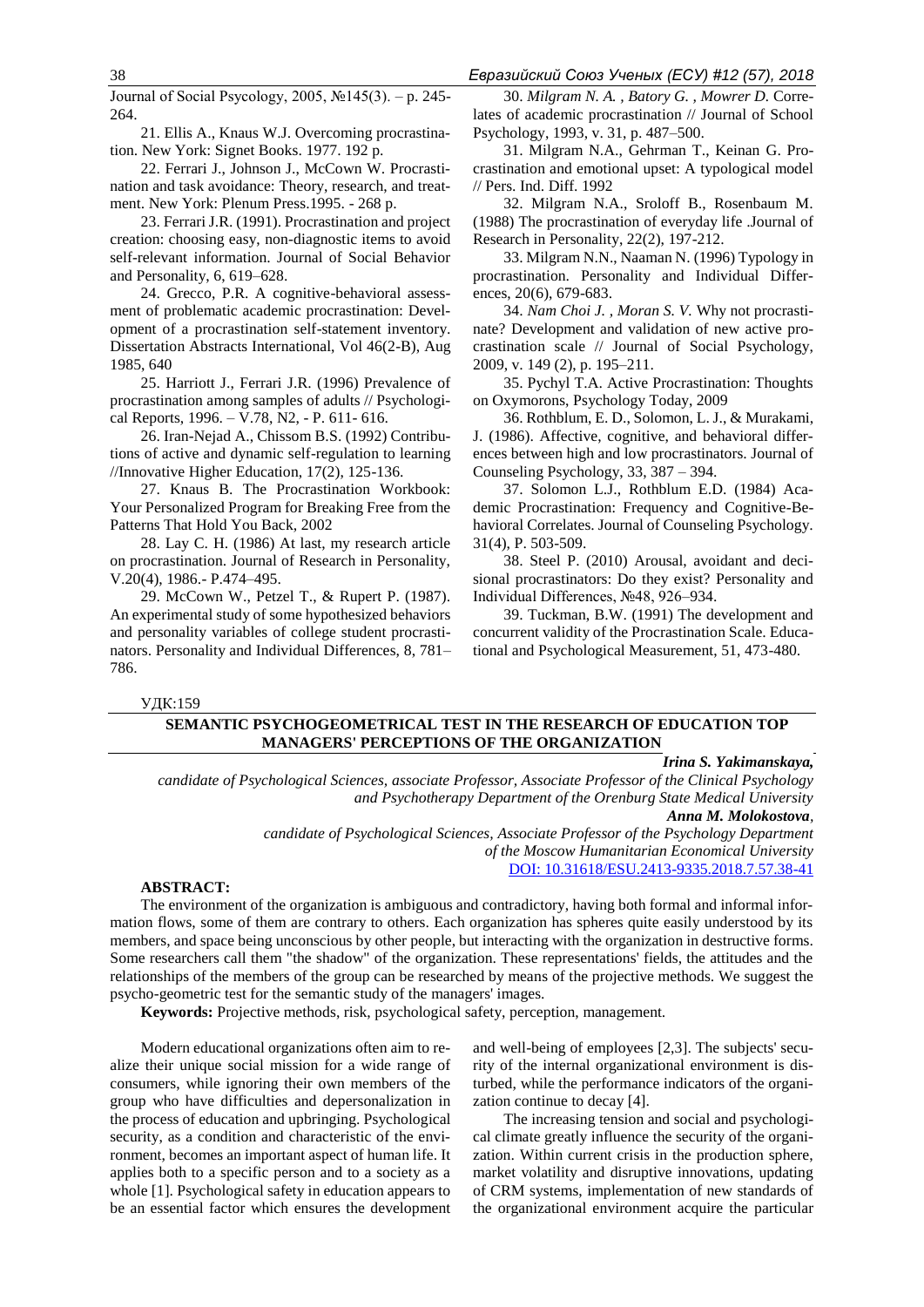Journal of Social Psycology, 2005, №145(3). – p. 245-264.

21. Ellis A., Knaus W.J. Overcoming procrastination. New York: Signet Books. 1977. 192 p.

22. Ferrari J., Johnson J., McCown W. Procrastination and task avoidance: Theory, research, and treatment. New York: Plenum Press.1995. - 268 p.

23. Ferrari J.R. (1991). Procrastination and project creation: choosing easy, non-diagnostic items to avoid self-relevant information. Journal of Social Behavior and Personality, 6, 619–628.

24. Grecco, P.R. A cognitive-behavioral assessment of problematic academic procrastination: Development of a procrastination self-statement inventory. Dissertation Abstracts International, Vol 46(2-B), Aug 1985, 640

25. Harriott J., Ferrari J.R. (1996) Prevalence of procrastination among samples of adults // Psychological Reports, 1996. – V.78, N2, - P. 611- 616.

26. Iran-Nejad A., Chissom B.S. (1992) Contributions of active and dynamic self-regulation to learning //Innovative Higher Education, 17(2), 125-136.

27. Knaus B. The Procrastination Workbook: Your Personalized Program for Breaking Free from the Patterns That Hold You Back, 2002

28. Lay C. H. (1986) At last, my research article on procrastination. Journal of Research in Personality, V.20(4), 1986.- P.474–495.

29. McCown W., Petzel T., & Rupert P. (1987). An experimental study of some hypothesized behaviors and personality variables of college student procrastinators. Personality and Individual Differences, 8, 781–786.

30. *Milgram N. A. , Batory G. , Mowrer D.* Correlates of academic procrastination // Journal of School Psychology, 1993, v. 31, p. 487–500.

31. Milgram N.A., Gehrman T., Keinan G. Procrastination and emotional upset: A typological model // Pers. Ind. Diff. 1992

32. Milgram N.A., Sroloff B., Rosenbaum M. (1988) The procrastination of everyday life .Journal of Research in Personality, 22(2), 197-212.

33. Milgram N.N., Naaman N. (1996) Typology in procrastination. Personality and Individual Differences, 20(6), 679-683.

34. *Nam Choi J. , Moran S. V.* Why not procrastinate? Development and validation of new active procrastination scale // Journal of Social Psychology, 2009, v. 149 (2), p. 195–211.

35. Pychyl T.A. Active Procrastination: Thoughts on Oxymorons, Psychology Today, 2009

36. Rothblum, E. D., Solomon, L. J., & Murakami, J. (1986). Affective, cognitive, and behavioral differences between high and low procrastinators. Journal of Counseling Psychology, 33, 387 – 394.

37. Solomon L.J., Rothblum E.D. (1984) Academic Procrastination: Frequency and Cognitive-Behavioral Correlates. Journal of Counseling Psychology. 31(4), P. 503-509.

38. Steel P. (2010) Arousal, avoidant and decisional procrastinators: Do they exist? Personality and Individual Differences, №48, 926–934.

39. Tuckman, B.W. (1991) The development and concurrent validity of the Procrastination Scale. Educational and Psychological Measurement, 51, 473-480.

УДК:159

## SEMANTIC PSYCHOGEOMETRICAL TEST IN THE RESEARCH OF EDUCATION TOP MANAGERS' PERCEPTIONS OF THE ORGANIZATION

***Irina S. Yakimanskaya,***
*candidate of Psychological Sciences, associate Professor, Associate Professor of the Clinical Psychology and Psychotherapy Department of the Orenburg State Medical University*

***Anna M. Molokostova,***
*candidate of Psychological Sciences, Associate Professor of the Psychology Department of the Moscow Humanitarian Economical University*

DOI: 10.31618/ESU.2413-9335.2018.7.57.38-41

**ABSTRACT:**

The environment of the organization is ambiguous and contradictory, having both formal and informal information flows, some of them are contrary to others. Each organization has spheres quite easily understood by its members, and space being unconscious by other people, but interacting with the organization in destructive forms. Some researchers call them "the shadow" of the organization. These representations' fields, the attitudes and the relationships of the members of the group can be researched by means of the projective methods. We suggest the psycho-geometric test for the semantic study of the managers' images.

**Keywords:** Projective methods, risk, psychological safety, perception, management.

Modern educational organizations often aim to realize their unique social mission for a wide range of consumers, while ignoring their own members of the group who have difficulties and depersonalization in the process of education and upbringing. Psychological security, as a condition and characteristic of the environment, becomes an important aspect of human life. It applies both to a specific person and to a society as a whole [1]. Psychological safety in education appears to be an essential factor which ensures the development and well-being of employees [2,3]. The subjects' security of the internal organizational environment is disturbed, while the performance indicators of the organization continue to decay [4].

The increasing tension and social and psychological climate greatly influence the security of the organization. Within current crisis in the production sphere, market volatility and disruptive innovations, updating of CRM systems, implementation of new standards of the organizational environment acquire the particular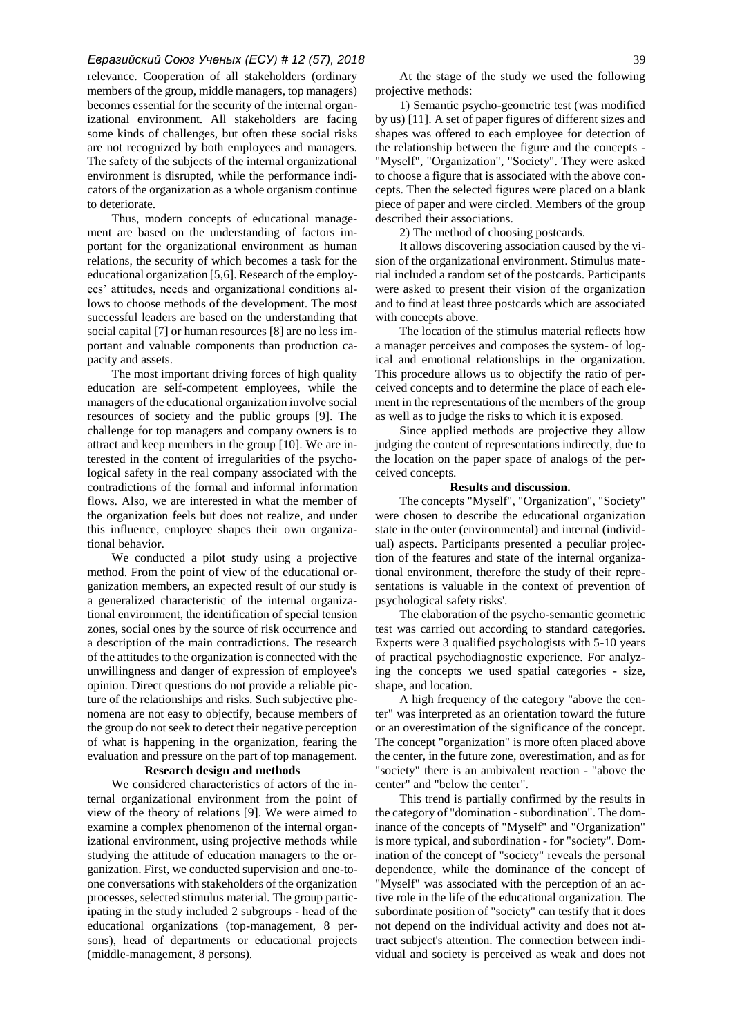relevance. Cooperation of all stakeholders (ordinary members of the group, middle managers, top managers) becomes essential for the security of the internal organizational environment. All stakeholders are facing some kinds of challenges, but often these social risks are not recognized by both employees and managers. The safety of the subjects of the internal organizational environment is disrupted, while the performance indicators of the organization as a whole organism continue to deteriorate.

Thus, modern concepts of educational management are based on the understanding of factors important for the organizational environment as human relations, the security of which becomes a task for the educational organization [5,6]. Research of the employees' attitudes, needs and organizational conditions allows to choose methods of the development. The most successful leaders are based on the understanding that social capital [7] or human resources [8] are no less important and valuable components than production capacity and assets.

The most important driving forces of high quality education are self-competent employees, while the managers of the educational organization involve social resources of society and the public groups [9]. The challenge for top managers and company owners is to attract and keep members in the group [10]. We are interested in the content of irregularities of the psychological safety in the real company associated with the contradictions of the formal and informal information flows. Also, we are interested in what the member of the organization feels but does not realize, and under this influence, employee shapes their own organizational behavior.

We conducted a pilot study using a projective method. From the point of view of the educational organization members, an expected result of our study is a generalized characteristic of the internal organizational environment, the identification of special tension zones, social ones by the source of risk occurrence and a description of the main contradictions. The research of the attitudes to the organization is connected with the unwillingness and danger of expression of employee's opinion. Direct questions do not provide a reliable picture of the relationships and risks. Such subjective phenomena are not easy to objectify, because members of the group do not seek to detect their negative perception of what is happening in the organization, fearing the evaluation and pressure on the part of top management.

## Research design and methods

We considered characteristics of actors of the internal organizational environment from the point of view of the theory of relations [9]. We were aimed to examine a complex phenomenon of the internal organizational environment, using projective methods while studying the attitude of education managers to the organization. First, we conducted supervision and one-to-one conversations with stakeholders of the organization processes, selected stimulus material. The group participating in the study included 2 subgroups - head of the educational organizations (top-management, 8 persons), head of departments or educational projects (middle-management, 8 persons).

At the stage of the study we used the following projective methods:

1) Semantic psycho-geometric test (was modified by us) [11]. A set of paper figures of different sizes and shapes was offered to each employee for detection of the relationship between the figure and the concepts - "Myself", "Organization", "Society". They were asked to choose a figure that is associated with the above concepts. Then the selected figures were placed on a blank piece of paper and were circled. Members of the group described their associations.

2) The method of choosing postcards.

It allows discovering association caused by the vision of the organizational environment. Stimulus material included a random set of the postcards. Participants were asked to present their vision of the organization and to find at least three postcards which are associated with concepts above.

The location of the stimulus material reflects how a manager perceives and composes the system- of logical and emotional relationships in the organization. This procedure allows us to objectify the ratio of perceived concepts and to determine the place of each element in the representations of the members of the group as well as to judge the risks to which it is exposed.

Since applied methods are projective they allow judging the content of representations indirectly, due to the location on the paper space of analogs of the perceived concepts.

## Results and discussion.

The concepts "Myself", "Organization", "Society" were chosen to describe the educational organization state in the outer (environmental) and internal (individual) aspects. Participants presented a peculiar projection of the features and state of the internal organizational environment, therefore the study of their representations is valuable in the context of prevention of psychological safety risks'.

The elaboration of the psycho-semantic geometric test was carried out according to standard categories. Experts were 3 qualified psychologists with 5-10 years of practical psychodiagnostic experience. For analyzing the concepts we used spatial categories - size, shape, and location.

A high frequency of the category "above the center" was interpreted as an orientation toward the future or an overestimation of the significance of the concept. The concept "organization" is more often placed above the center, in the future zone, overestimation, and as for "society" there is an ambivalent reaction - "above the center" and "below the center".

This trend is partially confirmed by the results in the category of "domination - subordination". The dominance of the concepts of "Myself" and "Organization" is more typical, and subordination - for "society". Domination of the concept of "society" reveals the personal dependence, while the dominance of the concept of "Myself" was associated with the perception of an active role in the life of the educational organization. The subordinate position of "society" can testify that it does not depend on the individual activity and does not attract subject's attention. The connection between individual and society is perceived as weak and does not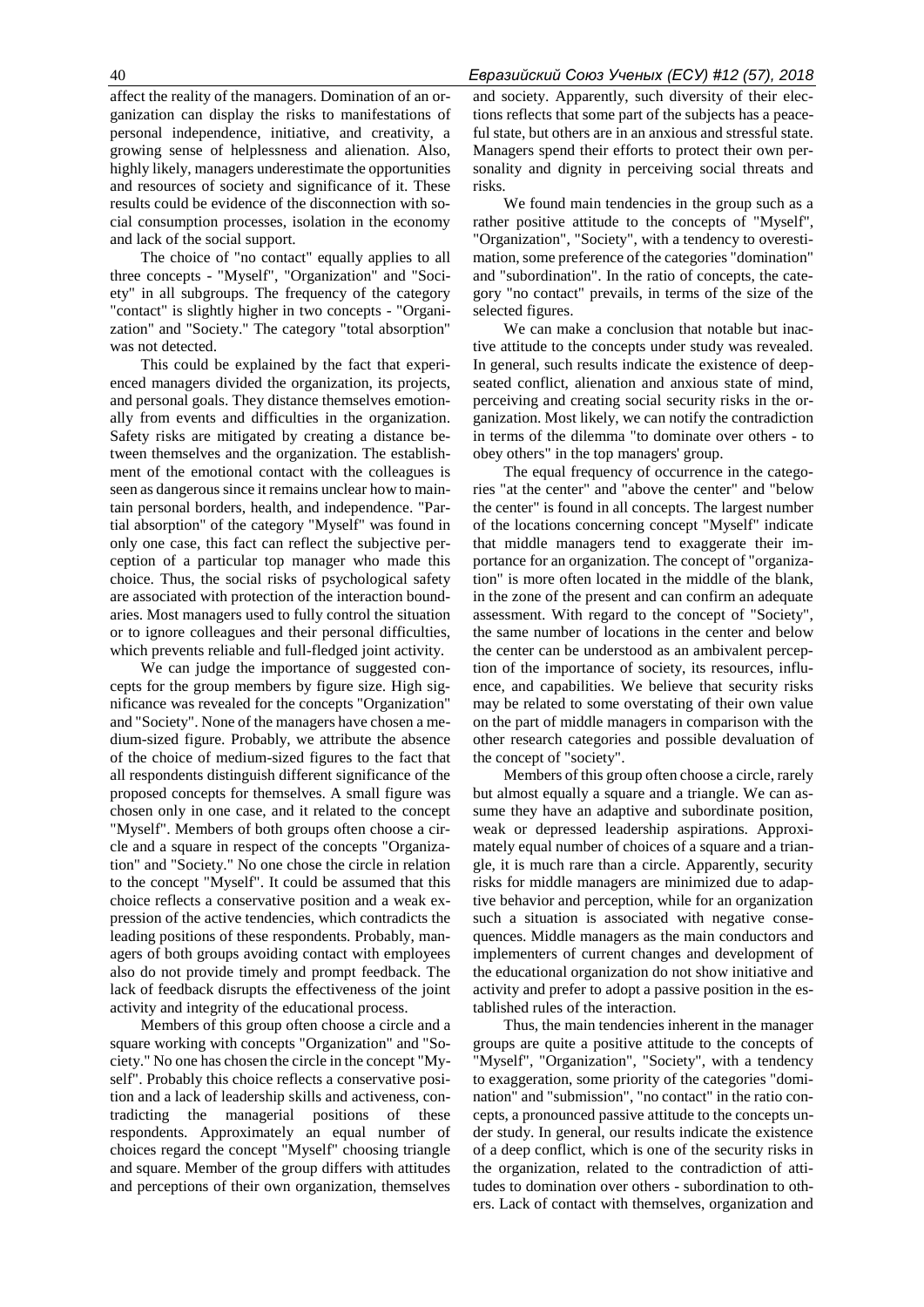affect the reality of the managers. Domination of an organization can display the risks to manifestations of personal independence, initiative, and creativity, a growing sense of helplessness and alienation. Also, highly likely, managers underestimate the opportunities and resources of society and significance of it. These results could be evidence of the disconnection with social consumption processes, isolation in the economy and lack of the social support.

The choice of "no contact" equally applies to all three concepts - "Myself", "Organization" and "Society" in all subgroups. The frequency of the category "contact" is slightly higher in two concepts - "Organization" and "Society." The category "total absorption" was not detected.

This could be explained by the fact that experienced managers divided the organization, its projects, and personal goals. They distance themselves emotionally from events and difficulties in the organization. Safety risks are mitigated by creating a distance between themselves and the organization. The establishment of the emotional contact with the colleagues is seen as dangerous since it remains unclear how to maintain personal borders, health, and independence. "Partial absorption" of the category "Myself" was found in only one case, this fact can reflect the subjective perception of a particular top manager who made this choice. Thus, the social risks of psychological safety are associated with protection of the interaction boundaries. Most managers used to fully control the situation or to ignore colleagues and their personal difficulties, which prevents reliable and full-fledged joint activity.

We can judge the importance of suggested concepts for the group members by figure size. High significance was revealed for the concepts "Organization" and "Society". None of the managers have chosen a medium-sized figure. Probably, we attribute the absence of the choice of medium-sized figures to the fact that all respondents distinguish different significance of the proposed concepts for themselves. A small figure was chosen only in one case, and it related to the concept "Myself". Members of both groups often choose a circle and a square in respect of the concepts "Organization" and "Society." No one chose the circle in relation to the concept "Myself". It could be assumed that this choice reflects a conservative position and a weak expression of the active tendencies, which contradicts the leading positions of these respondents. Probably, managers of both groups avoiding contact with employees also do not provide timely and prompt feedback. The lack of feedback disrupts the effectiveness of the joint activity and integrity of the educational process.

Members of this group often choose a circle and a square working with concepts "Organization" and "Society." No one has chosen the circle in the concept "Myself". Probably this choice reflects a conservative position and a lack of leadership skills and activeness, contradicting the managerial positions of these respondents. Approximately an equal number of choices regard the concept "Myself" choosing triangle and square. Member of the group differs with attitudes and perceptions of their own organization, themselves and society. Apparently, such diversity of their elections reflects that some part of the subjects has a peaceful state, but others are in an anxious and stressful state. Managers spend their efforts to protect their own personality and dignity in perceiving social threats and risks.

We found main tendencies in the group such as a rather positive attitude to the concepts of "Myself", "Organization", "Society", with a tendency to overestimation, some preference of the categories "domination" and "subordination". In the ratio of concepts, the category "no contact" prevails, in terms of the size of the selected figures.

We can make a conclusion that notable but inactive attitude to the concepts under study was revealed. In general, such results indicate the existence of deep-seated conflict, alienation and anxious state of mind, perceiving and creating social security risks in the organization. Most likely, we can notify the contradiction in terms of the dilemma "to dominate over others - to obey others" in the top managers' group.

The equal frequency of occurrence in the categories "at the center" and "above the center" and "below the center" is found in all concepts. The largest number of the locations concerning concept "Myself" indicate that middle managers tend to exaggerate their importance for an organization. The concept of "organization" is more often located in the middle of the blank, in the zone of the present and can confirm an adequate assessment. With regard to the concept of "Society", the same number of locations in the center and below the center can be understood as an ambivalent perception of the importance of society, its resources, influence, and capabilities. We believe that security risks may be related to some overstating of their own value on the part of middle managers in comparison with the other research categories and possible devaluation of the concept of "society".

Members of this group often choose a circle, rarely but almost equally a square and a triangle. We can assume they have an adaptive and subordinate position, weak or depressed leadership aspirations. Approximately equal number of choices of a square and a triangle, it is much rare than a circle. Apparently, security risks for middle managers are minimized due to adaptive behavior and perception, while for an organization such a situation is associated with negative consequences. Middle managers as the main conductors and implementers of current changes and development of the educational organization do not show initiative and activity and prefer to adopt a passive position in the established rules of the interaction.

Thus, the main tendencies inherent in the manager groups are quite a positive attitude to the concepts of "Myself", "Organization", "Society", with a tendency to exaggeration, some priority of the categories "domination" and "submission", "no contact" in the ratio concepts, a pronounced passive attitude to the concepts under study. In general, our results indicate the existence of a deep conflict, which is one of the security risks in the organization, related to the contradiction of attitudes to domination over others - subordination to others. Lack of contact with themselves, organization and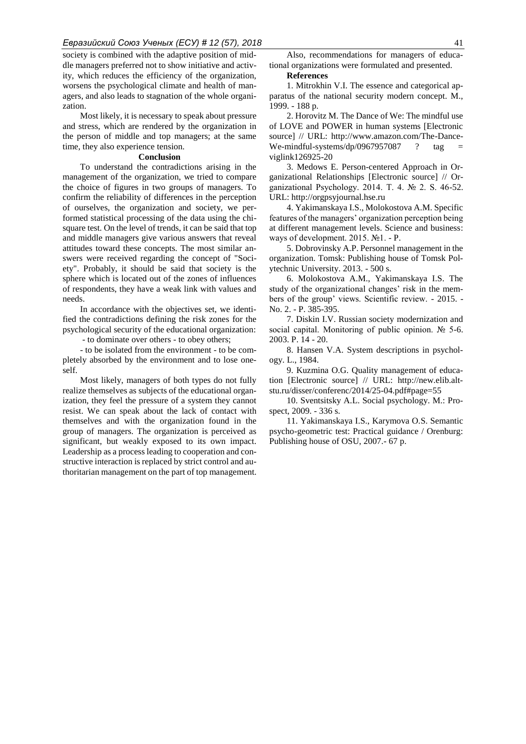society is combined with the adaptive position of middle managers preferred not to show initiative and activity, which reduces the efficiency of the organization, worsens the psychological climate and health of managers, and also leads to stagnation of the whole organization.

Most likely, it is necessary to speak about pressure and stress, which are rendered by the organization in the person of middle and top managers; at the same time, they also experience tension.

## Conclusion

To understand the contradictions arising in the management of the organization, we tried to compare the choice of figures in two groups of managers. To confirm the reliability of differences in the perception of ourselves, the organization and society, we performed statistical processing of the data using the chi-square test. On the level of trends, it can be said that top and middle managers give various answers that reveal attitudes toward these concepts. The most similar answers were received regarding the concept of "Society". Probably, it should be said that society is the sphere which is located out of the zones of influences of respondents, they have a weak link with values and needs.

In accordance with the objectives set, we identified the contradictions defining the risk zones for the psychological security of the educational organization:

- to dominate over others - to obey others;
- to be isolated from the environment - to be completely absorbed by the environment and to lose oneself.

Most likely, managers of both types do not fully realize themselves as subjects of the educational organization, they feel the pressure of a system they cannot resist. We can speak about the lack of contact with themselves and with the organization found in the group of managers. The organization is perceived as significant, but weakly exposed to its own impact. Leadership as a process leading to cooperation and constructive interaction is replaced by strict control and authoritarian management on the part of top management.

Also, recommendations for managers of educational organizations were formulated and presented.

## References

1. Mitrokhin V.I. The essence and categorical apparatus of the national security modern concept. M., 1999. - 188 p.
2. Horovitz M. The Dance of We: The mindful use of LOVE and POWER in human systems [Electronic source] // URL: http://www.amazon.com/The-Dance-We-mindful-systems/dp/0967957087 ? tag = viglink126925-20
3. Medows E. Person-centered Approach in Organizational Relationships [Electronic source] // Organizational Psychology. 2014. T. 4. № 2. S. 46-52. URL: http://orgpsyjournal.hse.ru
4. Yakimanskaya I.S., Molokostova A.M. Specific features of the managers' organization perception being at different management levels. Science and business: ways of development. 2015. №1. - P.
5. Dobrovinsky A.P. Personnel management in the organization. Tomsk: Publishing house of Tomsk Polytechnic University. 2013. - 500 s.
6. Molokostova A.M., Yakimanskaya I.S. The study of the organizational changes' risk in the members of the group' views. Scientific review. - 2015. - No. 2. - P. 385-395.
7. Diskin I.V. Russian society modernization and social capital. Monitoring of public opinion. № 5-6. 2003. P. 14 - 20.
8. Hansen V.A. System descriptions in psychology. L., 1984.
9. Kuzmina O.G. Quality management of education [Electronic source] // URL: http://new.elib.altstu.ru/disser/conferenc/2014/25-04.pdf#page=55
10. Sventsitsky A.L. Social psychology. M.: Prospect, 2009. - 336 s.
11. Yakimanskaya I.S., Karymova O.S. Semantic psycho-geometric test: Practical guidance / Orenburg: Publishing house of OSU, 2007.- 67 p.